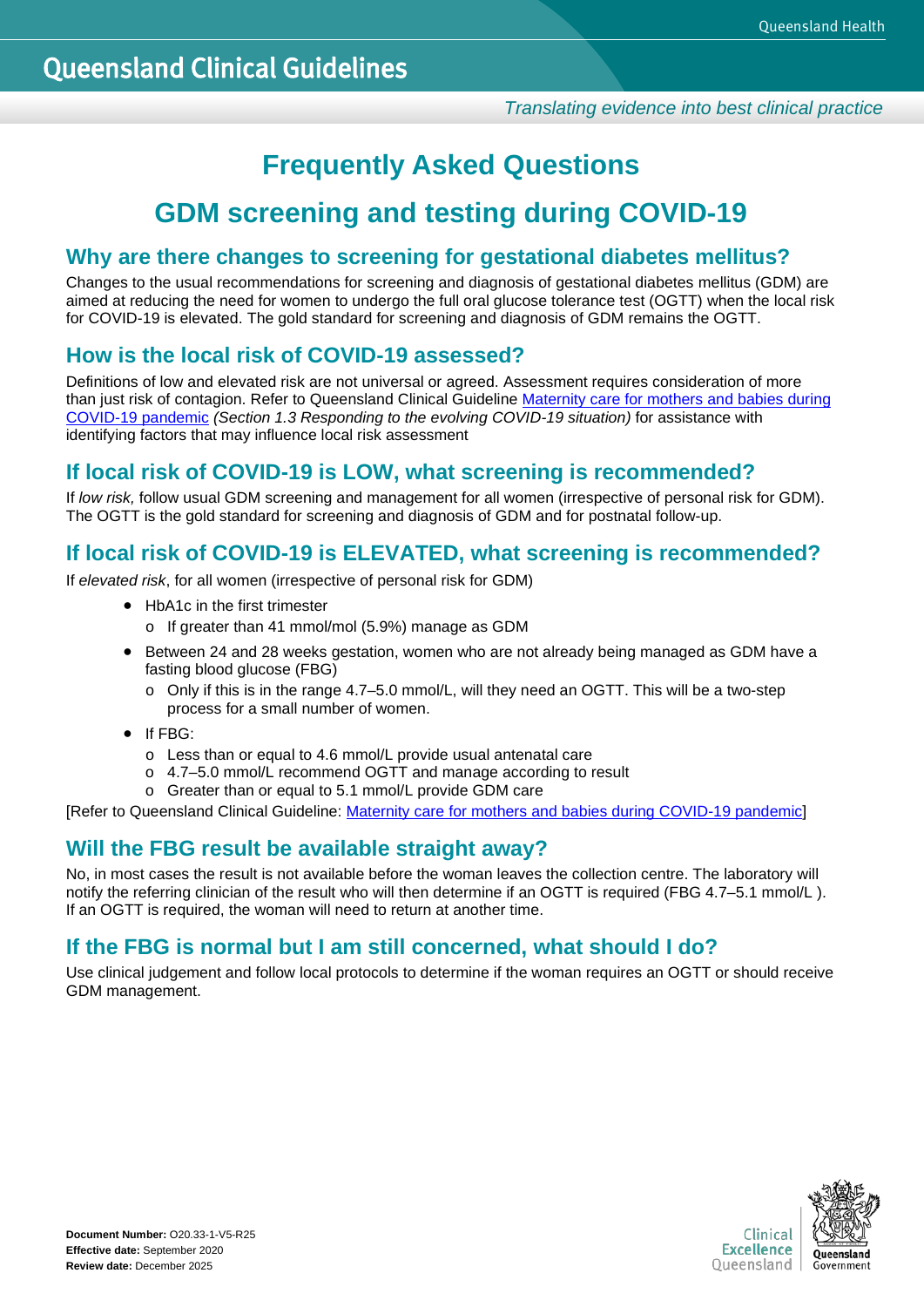# Frequently Asked Questions

# GDM screening and testing during COVID-19

## Why are there changes to screening for gestational diabetes mellitus?

Changes to the usual recommendations for screening and diagnosis of gestational diabetes mellitus (GDM) are aimed at reducing the need for women to undergo the full oral glucose tolerance test (OGTT) when the local risk for COVID-19 is elevated. The gold standard for screening and diagnosis of GDM remains the OGTT.

## How is the local risk of COVID-19 assessed?

Definitions of low and elevated risk are not universal or agreed. Assessment requires consideration of more than just risk of contagion. Refer to Queensland Clinical Guideline [Maternity care for mothers and babies during COVID-19 pandemic](#) *(Section 1.3 Responding to the evolving COVID-19 situation)* for assistance with identifying factors that may influence local risk assessment

## If local risk of COVID-19 is LOW, what screening is recommended?

If *low risk,* follow usual GDM screening and management for all women (irrespective of personal risk for GDM). The OGTT is the gold standard for screening and diagnosis of GDM and for postnatal follow-up.

## If local risk of COVID-19 is ELEVATED, what screening is recommended?

If *elevated risk*, for all women (irrespective of personal risk for GDM)

- HbA1c in the first trimester
  - If greater than 41 mmol/mol (5.9%) manage as GDM
- Between 24 and 28 weeks gestation, women who are not already being managed as GDM have a fasting blood glucose (FBG)
  - Only if this is in the range 4.7–5.0 mmol/L, will they need an OGTT. This will be a two-step process for a small number of women.
- If FBG:
  - Less than or equal to 4.6 mmol/L provide usual antenatal care
  - 4.7–5.0 mmol/L recommend OGTT and manage according to result
  - Greater than or equal to 5.1 mmol/L provide GDM care

[Refer to Queensland Clinical Guideline: [Maternity care for mothers and babies during COVID-19 pandemic](#)]

## Will the FBG result be available straight away?

No, in most cases the result is not available before the woman leaves the collection centre. The laboratory will notify the referring clinician of the result who will then determine if an OGTT is required (FBG 4.7–5.1 mmol/L ). If an OGTT is required, the woman will need to return at another time.

## If the FBG is normal but I am still concerned, what should I do?

Use clinical judgement and follow local protocols to determine if the woman requires an OGTT or should receive GDM management.

**Document Number:** O20.33-1-V5-R25
**Effective date:** September 2020
**Review date:** December 2025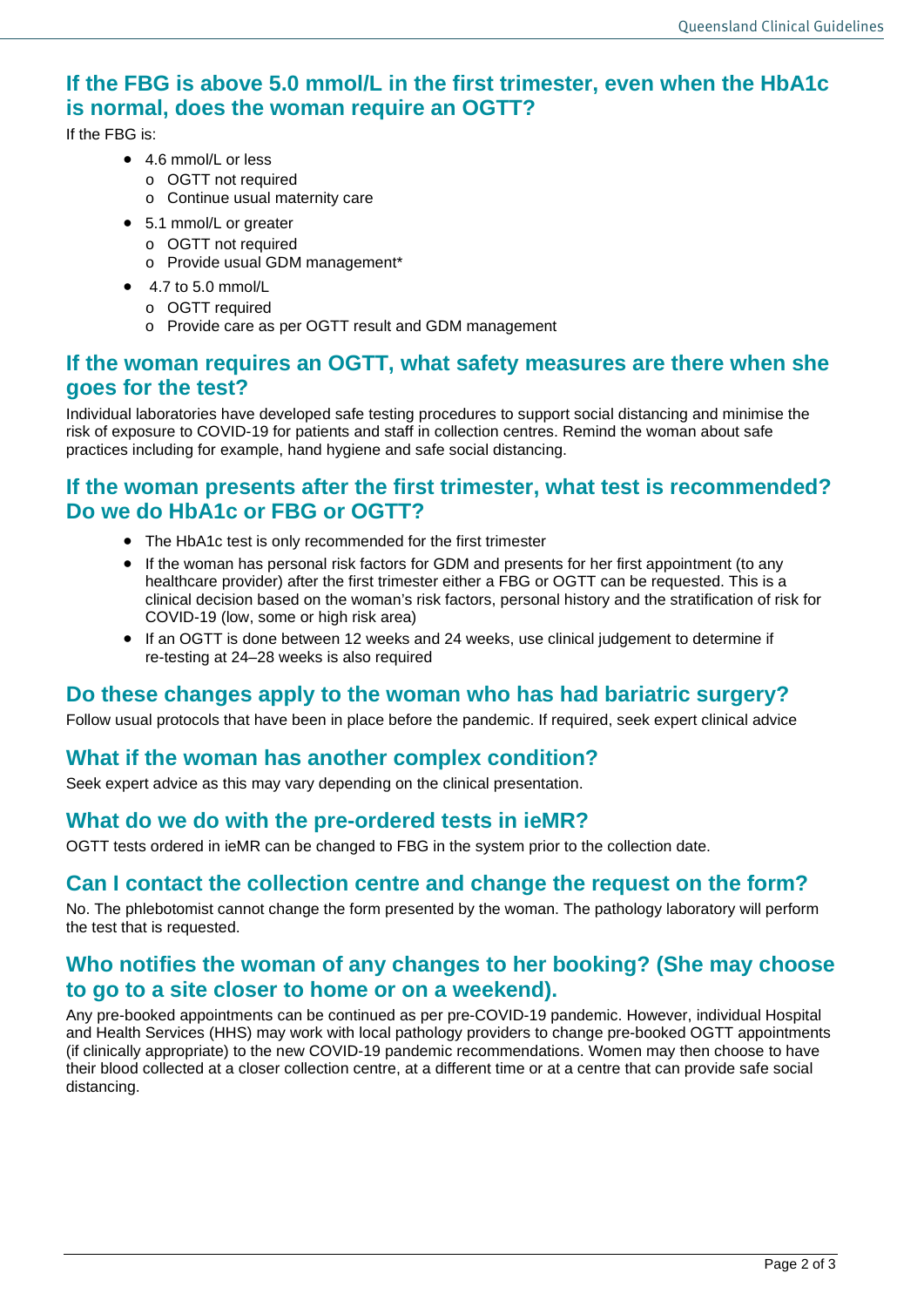## If the FBG is above 5.0 mmol/L in the first trimester, even when the HbA1c is normal, does the woman require an OGTT?

If the FBG is:

- 4.6 mmol/L or less
  - OGTT not required
  - Continue usual maternity care
- 5.1 mmol/L or greater
  - OGTT not required
  - Provide usual GDM management*
- 4.7 to 5.0 mmol/L
  - OGTT required
  - Provide care as per OGTT result and GDM management

## If the woman requires an OGTT, what safety measures are there when she goes for the test?

Individual laboratories have developed safe testing procedures to support social distancing and minimise the risk of exposure to COVID-19 for patients and staff in collection centres. Remind the woman about safe practices including for example, hand hygiene and safe social distancing.

## If the woman presents after the first trimester, what test is recommended? Do we do HbA1c or FBG or OGTT?

- The HbA1c test is only recommended for the first trimester
- If the woman has personal risk factors for GDM and presents for her first appointment (to any healthcare provider) after the first trimester either a FBG or OGTT can be requested. This is a clinical decision based on the woman's risk factors, personal history and the stratification of risk for COVID-19 (low, some or high risk area)
- If an OGTT is done between 12 weeks and 24 weeks, use clinical judgement to determine if re-testing at 24–28 weeks is also required

## Do these changes apply to the woman who has had bariatric surgery?

Follow usual protocols that have been in place before the pandemic. If required, seek expert clinical advice

## What if the woman has another complex condition?

Seek expert advice as this may vary depending on the clinical presentation.

## What do we do with the pre-ordered tests in ieMR?

OGTT tests ordered in ieMR can be changed to FBG in the system prior to the collection date.

## Can I contact the collection centre and change the request on the form?

No. The phlebotomist cannot change the form presented by the woman. The pathology laboratory will perform the test that is requested.

## Who notifies the woman of any changes to her booking? (She may choose to go to a site closer to home or on a weekend).

Any pre-booked appointments can be continued as per pre-COVID-19 pandemic. However, individual Hospital and Health Services (HHS) may work with local pathology providers to change pre-booked OGTT appointments (if clinically appropriate) to the new COVID-19 pandemic recommendations. Women may then choose to have their blood collected at a closer collection centre, at a different time or at a centre that can provide safe social distancing.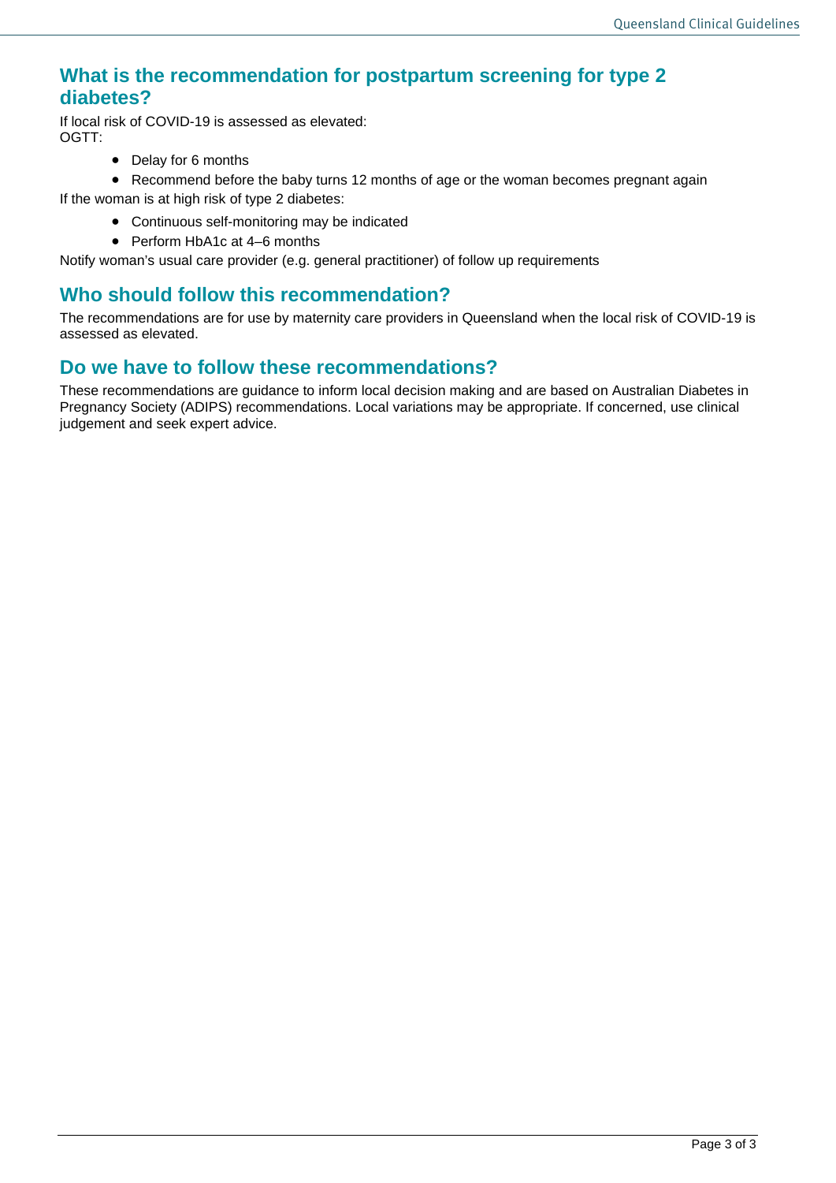## What is the recommendation for postpartum screening for type 2 diabetes?

If local risk of COVID-19 is assessed as elevated:
OGTT:

- Delay for 6 months
- Recommend before the baby turns 12 months of age or the woman becomes pregnant again

If the woman is at high risk of type 2 diabetes:

- Continuous self-monitoring may be indicated
- Perform HbA1c at 4–6 months

Notify woman's usual care provider (e.g. general practitioner) of follow up requirements

## Who should follow this recommendation?

The recommendations are for use by maternity care providers in Queensland when the local risk of COVID-19 is assessed as elevated.

## Do we have to follow these recommendations?

These recommendations are guidance to inform local decision making and are based on Australian Diabetes in Pregnancy Society (ADIPS) recommendations. Local variations may be appropriate. If concerned, use clinical judgement and seek expert advice.